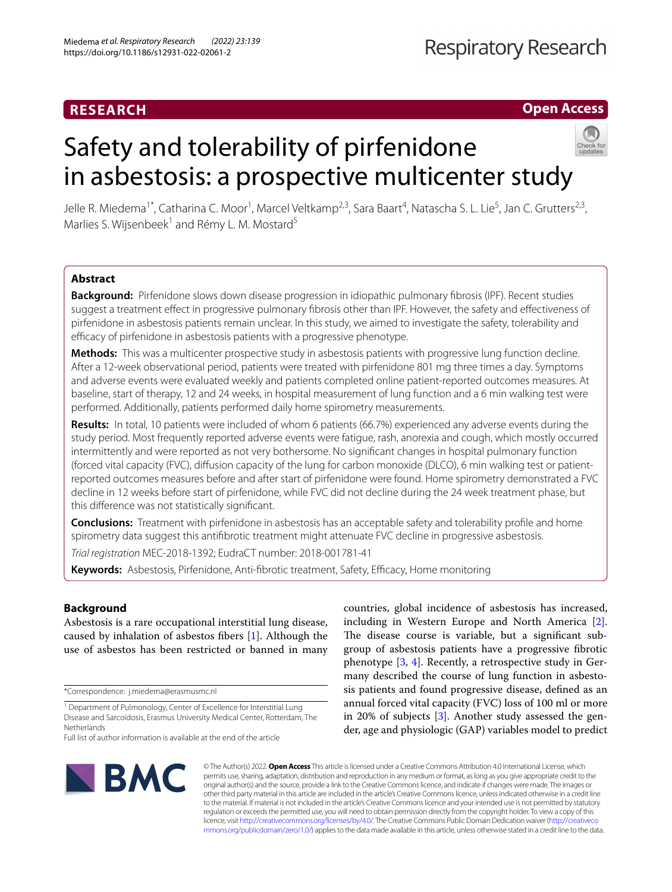RESEARCH

Open Access

# Safety and tolerability of pirfenidone in asbestosis: a prospective multicenter study

Jelle R. Miedema[1*], Catharina C. Moor[1], Marcel Veltkamp[2,3], Sara Baart[4], Natascha S. L. Lie[5], Jan C. Grutters[2,3], Marlies S. Wijsenbeek[1] and Rémy L. M. Mostard[5]

## Abstract

**Background:** Pirfenidone slows down disease progression in idiopathic pulmonary fibrosis (IPF). Recent studies suggest a treatment effect in progressive pulmonary fibrosis other than IPF. However, the safety and effectiveness of pirfenidone in asbestosis patients remain unclear. In this study, we aimed to investigate the safety, tolerability and efficacy of pirfenidone in asbestosis patients with a progressive phenotype.

**Methods:** This was a multicenter prospective study in asbestosis patients with progressive lung function decline. After a 12-week observational period, patients were treated with pirfenidone 801 mg three times a day. Symptoms and adverse events were evaluated weekly and patients completed online patient-reported outcomes measures. At baseline, start of therapy, 12 and 24 weeks, in hospital measurement of lung function and a 6 min walking test were performed. Additionally, patients performed daily home spirometry measurements.

**Results:** In total, 10 patients were included of whom 6 patients (66.7%) experienced any adverse events during the study period. Most frequently reported adverse events were fatigue, rash, anorexia and cough, which mostly occurred intermittently and were reported as not very bothersome. No significant changes in hospital pulmonary function (forced vital capacity (FVC), diffusion capacity of the lung for carbon monoxide (DLCO), 6 min walking test or patient-reported outcomes measures before and after start of pirfenidone were found. Home spirometry demonstrated a FVC decline in 12 weeks before start of pirfenidone, while FVC did not decline during the 24 week treatment phase, but this difference was not statistically significant.

**Conclusions:** Treatment with pirfenidone in asbestosis has an acceptable safety and tolerability profile and home spirometry data suggest this antifibrotic treatment might attenuate FVC decline in progressive asbestosis.

*Trial registration* MEC-2018-1392; EudraCT number: 2018-001781-41

**Keywords:** Asbestosis, Pirfenidone, Anti-fibrotic treatment, Safety, Efficacy, Home monitoring

## Background

Asbestosis is a rare occupational interstitial lung disease, caused by inhalation of asbestos fibers [1]. Although the use of asbestos has been restricted or banned in many countries, global incidence of asbestosis has increased, including in Western Europe and North America [2]. The disease course is variable, but a significant subgroup of asbestosis patients have a progressive fibrotic phenotype [3, 4]. Recently, a retrospective study in Germany described the course of lung function in asbestosis patients and found progressive disease, defined as an annual forced vital capacity (FVC) loss of 100 ml or more in 20% of subjects [3]. Another study assessed the gender, age and physiologic (GAP) variables model to predict

*Correspondence: j.miedema@erasmusmc.nl

[1] Department of Pulmonology, Center of Excellence for Interstitial Lung Disease and Sarcoidosis, Erasmus University Medical Center, Rotterdam, The Netherlands

Full list of author information is available at the end of the article

© The Author(s) 2022. **Open Access** This article is licensed under a Creative Commons Attribution 4.0 International License, which permits use, sharing, adaptation, distribution and reproduction in any medium or format, as long as you give appropriate credit to the original author(s) and the source, provide a link to the Creative Commons licence, and indicate if changes were made. The images or other third party material in this article are included in the article's Creative Commons licence, unless indicated otherwise in a credit line to the material. If material is not included in the article's Creative Commons licence and your intended use is not permitted by statutory regulation or exceeds the permitted use, you will need to obtain permission directly from the copyright holder. To view a copy of this licence, visit http://creativecommons.org/licenses/by/4.0/. The Creative Commons Public Domain Dedication waiver (http://creativecommons.org/publicdomain/zero/1.0/) applies to the data made available in this article, unless otherwise stated in a credit line to the data.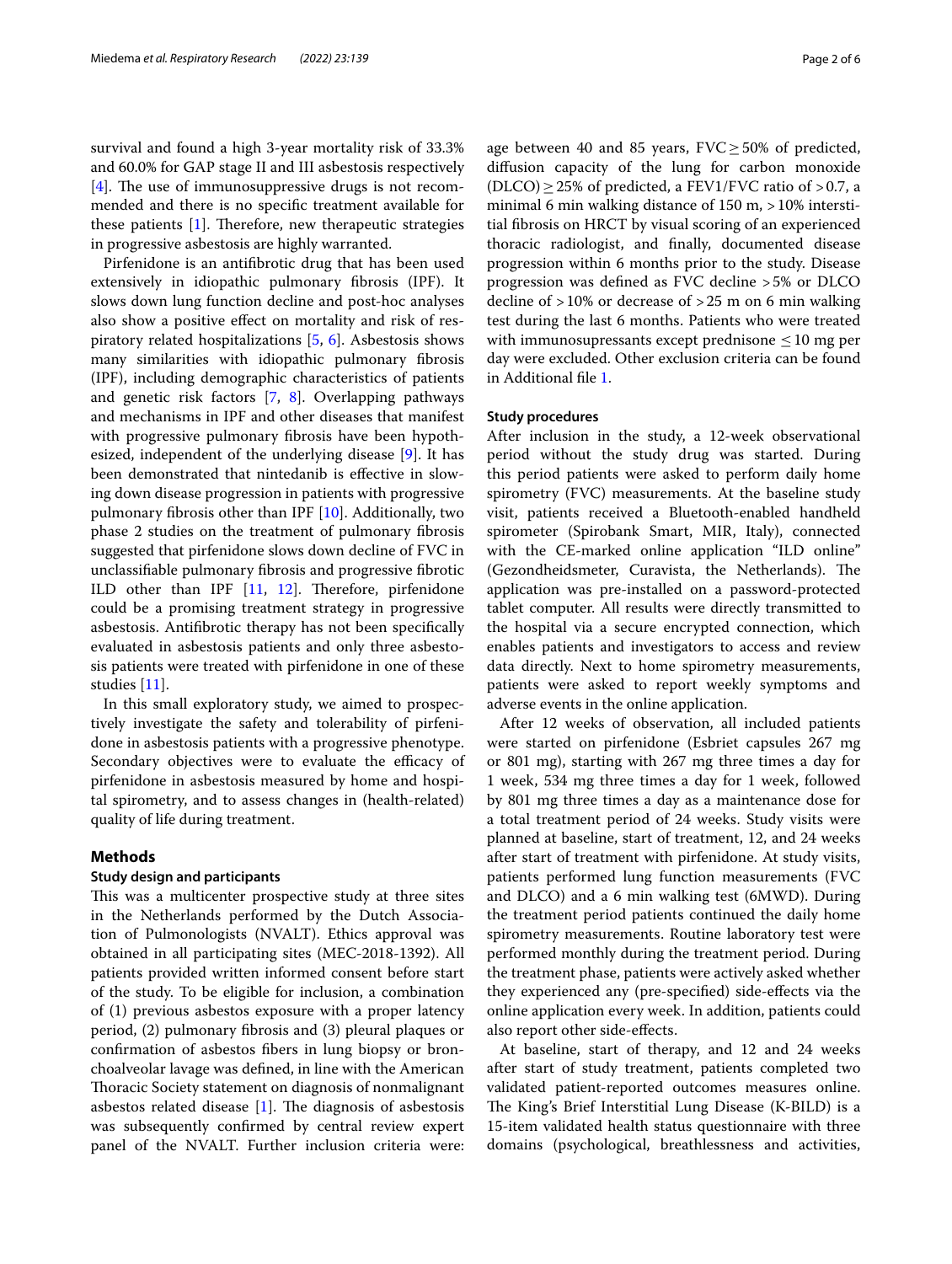survival and found a high 3-year mortality risk of 33.3% and 60.0% for GAP stage II and III asbestosis respectively [4]. The use of immunosuppressive drugs is not recommended and there is no specific treatment available for these patients [1]. Therefore, new therapeutic strategies in progressive asbestosis are highly warranted.

Pirfenidone is an antifibrotic drug that has been used extensively in idiopathic pulmonary fibrosis (IPF). It slows down lung function decline and post-hoc analyses also show a positive effect on mortality and risk of respiratory related hospitalizations [5, 6]. Asbestosis shows many similarities with idiopathic pulmonary fibrosis (IPF), including demographic characteristics of patients and genetic risk factors [7, 8]. Overlapping pathways and mechanisms in IPF and other diseases that manifest with progressive pulmonary fibrosis have been hypothesized, independent of the underlying disease [9]. It has been demonstrated that nintedanib is effective in slowing down disease progression in patients with progressive pulmonary fibrosis other than IPF [10]. Additionally, two phase 2 studies on the treatment of pulmonary fibrosis suggested that pirfenidone slows down decline of FVC in unclassifiable pulmonary fibrosis and progressive fibrotic ILD other than IPF [11, 12]. Therefore, pirfenidone could be a promising treatment strategy in progressive asbestosis. Antifibrotic therapy has not been specifically evaluated in asbestosis patients and only three asbestosis patients were treated with pirfenidone in one of these studies [11].

In this small exploratory study, we aimed to prospectively investigate the safety and tolerability of pirfenidone in asbestosis patients with a progressive phenotype. Secondary objectives were to evaluate the efficacy of pirfenidone in asbestosis measured by home and hospital spirometry, and to assess changes in (health-related) quality of life during treatment.

## Methods

### Study design and participants

This was a multicenter prospective study at three sites in the Netherlands performed by the Dutch Association of Pulmonologists (NVALT). Ethics approval was obtained in all participating sites (MEC-2018-1392). All patients provided written informed consent before start of the study. To be eligible for inclusion, a combination of (1) previous asbestos exposure with a proper latency period, (2) pulmonary fibrosis and (3) pleural plaques or confirmation of asbestos fibers in lung biopsy or bronchoalveolar lavage was defined, in line with the American Thoracic Society statement on diagnosis of nonmalignant asbestos related disease [1]. The diagnosis of asbestosis was subsequently confirmed by central review expert panel of the NVALT. Further inclusion criteria were: age between 40 and 85 years, FVC $\geq$ 50% of predicted, diffusion capacity of the lung for carbon monoxide (DLCO) $\geq$ 25% of predicted, a FEV1/FVC ratio of $>$ 0.7, a minimal 6 min walking distance of 150 m, $>$ 10% interstitial fibrosis on HRCT by visual scoring of an experienced thoracic radiologist, and finally, documented disease progression within 6 months prior to the study. Disease progression was defined as FVC decline $>$ 5% or DLCO decline of $>$ 10% or decrease of $>$ 25 m on 6 min walking test during the last 6 months. Patients who were treated with immunosupressants except prednisone $\leq$ 10 mg per day were excluded. Other exclusion criteria can be found in Additional file 1.

### Study procedures

After inclusion in the study, a 12-week observational period without the study drug was started. During this period patients were asked to perform daily home spirometry (FVC) measurements. At the baseline study visit, patients received a Bluetooth-enabled handheld spirometer (Spirobank Smart, MIR, Italy), connected with the CE-marked online application "ILD online" (Gezondheidsmeter, Curavista, the Netherlands). The application was pre-installed on a password-protected tablet computer. All results were directly transmitted to the hospital via a secure encrypted connection, which enables patients and investigators to access and review data directly. Next to home spirometry measurements, patients were asked to report weekly symptoms and adverse events in the online application.

After 12 weeks of observation, all included patients were started on pirfenidone (Esbriet capsules 267 mg or 801 mg), starting with 267 mg three times a day for 1 week, 534 mg three times a day for 1 week, followed by 801 mg three times a day as a maintenance dose for a total treatment period of 24 weeks. Study visits were planned at baseline, start of treatment, 12, and 24 weeks after start of treatment with pirfenidone. At study visits, patients performed lung function measurements (FVC and DLCO) and a 6 min walking test (6MWD). During the treatment period patients continued the daily home spirometry measurements. Routine laboratory test were performed monthly during the treatment period. During the treatment phase, patients were actively asked whether they experienced any (pre-specified) side-effects via the online application every week. In addition, patients could also report other side-effects.

At baseline, start of therapy, and 12 and 24 weeks after start of study treatment, patients completed two validated patient-reported outcomes measures online. The King's Brief Interstitial Lung Disease (K-BILD) is a 15-item validated health status questionnaire with three domains (psychological, breathlessness and activities,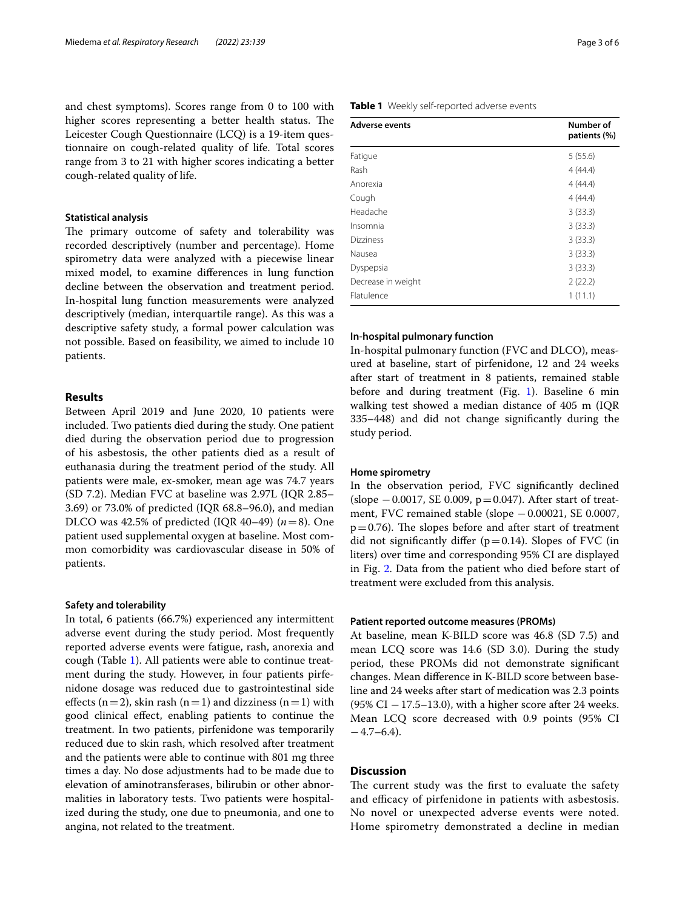and chest symptoms). Scores range from 0 to 100 with higher scores representing a better health status. The Leicester Cough Questionnaire (LCQ) is a 19-item questionnaire on cough-related quality of life. Total scores range from 3 to 21 with higher scores indicating a better cough-related quality of life.

### Statistical analysis

The primary outcome of safety and tolerability was recorded descriptively (number and percentage). Home spirometry data were analyzed with a piecewise linear mixed model, to examine differences in lung function decline between the observation and treatment period. In-hospital lung function measurements were analyzed descriptively (median, interquartile range). As this was a descriptive safety study, a formal power calculation was not possible. Based on feasibility, we aimed to include 10 patients.

## Results

Between April 2019 and June 2020, 10 patients were included. Two patients died during the study. One patient died during the observation period due to progression of his asbestosis, the other patients died as a result of euthanasia during the treatment period of the study. All patients were male, ex-smoker, mean age was 74.7 years (SD 7.2). Median FVC at baseline was 2.97L (IQR 2.85–3.69) or 73.0% of predicted (IQR 68.8–96.0), and median DLCO was 42.5% of predicted (IQR 40–49) ($n=8$). One patient used supplemental oxygen at baseline. Most common comorbidity was cardiovascular disease in 50% of patients.

### Safety and tolerability

In total, 6 patients (66.7%) experienced any intermittent adverse event during the study period. Most frequently reported adverse events were fatigue, rash, anorexia and cough (Table 1). All patients were able to continue treatment during the study. However, in four patients pirfenidone dosage was reduced due to gastrointestinal side effects ($n=2$), skin rash ($n=1$) and dizziness ($n=1$) with good clinical effect, enabling patients to continue the treatment. In two patients, pirfenidone was temporarily reduced due to skin rash, which resolved after treatment and the patients were able to continue with 801 mg three times a day. No dose adjustments had to be made due to elevation of aminotransferases, bilirubin or other abnormalities in laboratory tests. Two patients were hospitalized during the study, one due to pneumonia, and one to angina, not related to the treatment.

**Table 1** Weekly self-reported adverse events

| Adverse events | Number of patients (%) |
| --- | --- |
| Fatigue | 5 (55.6) |
| Rash | 4 (44.4) |
| Anorexia | 4 (44.4) |
| Cough | 4 (44.4) |
| Headache | 3 (33.3) |
| Insomnia | 3 (33.3) |
| Dizziness | 3 (33.3) |
| Nausea | 3 (33.3) |
| Dyspepsia | 3 (33.3) |
| Decrease in weight | 2 (22.2) |
| Flatulence | 1 (11.1) |

### In-hospital pulmonary function

In-hospital pulmonary function (FVC and DLCO), measured at baseline, start of pirfenidone, 12 and 24 weeks after start of treatment in 8 patients, remained stable before and during treatment (Fig. 1). Baseline 6 min walking test showed a median distance of 405 m (IQR 335–448) and did not change significantly during the study period.

### Home spirometry

In the observation period, FVC significantly declined (slope −0.0017, SE 0.009, $p=0.047$). After start of treatment, FVC remained stable (slope −0.00021, SE 0.0007, $p=0.76$). The slopes before and after start of treatment did not significantly differ ($p=0.14$). Slopes of FVC (in liters) over time and corresponding 95% CI are displayed in Fig. 2. Data from the patient who died before start of treatment were excluded from this analysis.

### Patient reported outcome measures (PROMs)

At baseline, mean K-BILD score was 46.8 (SD 7.5) and mean LCQ score was 14.6 (SD 3.0). During the study period, these PROMs did not demonstrate significant changes. Mean difference in K-BILD score between baseline and 24 weeks after start of medication was 2.3 points (95% CI −17.5–13.0), with a higher score after 24 weeks. Mean LCQ score decreased with 0.9 points (95% CI −4.7–6.4).

## Discussion

The current study was the first to evaluate the safety and efficacy of pirfenidone in patients with asbestosis. No novel or unexpected adverse events were noted. Home spirometry demonstrated a decline in median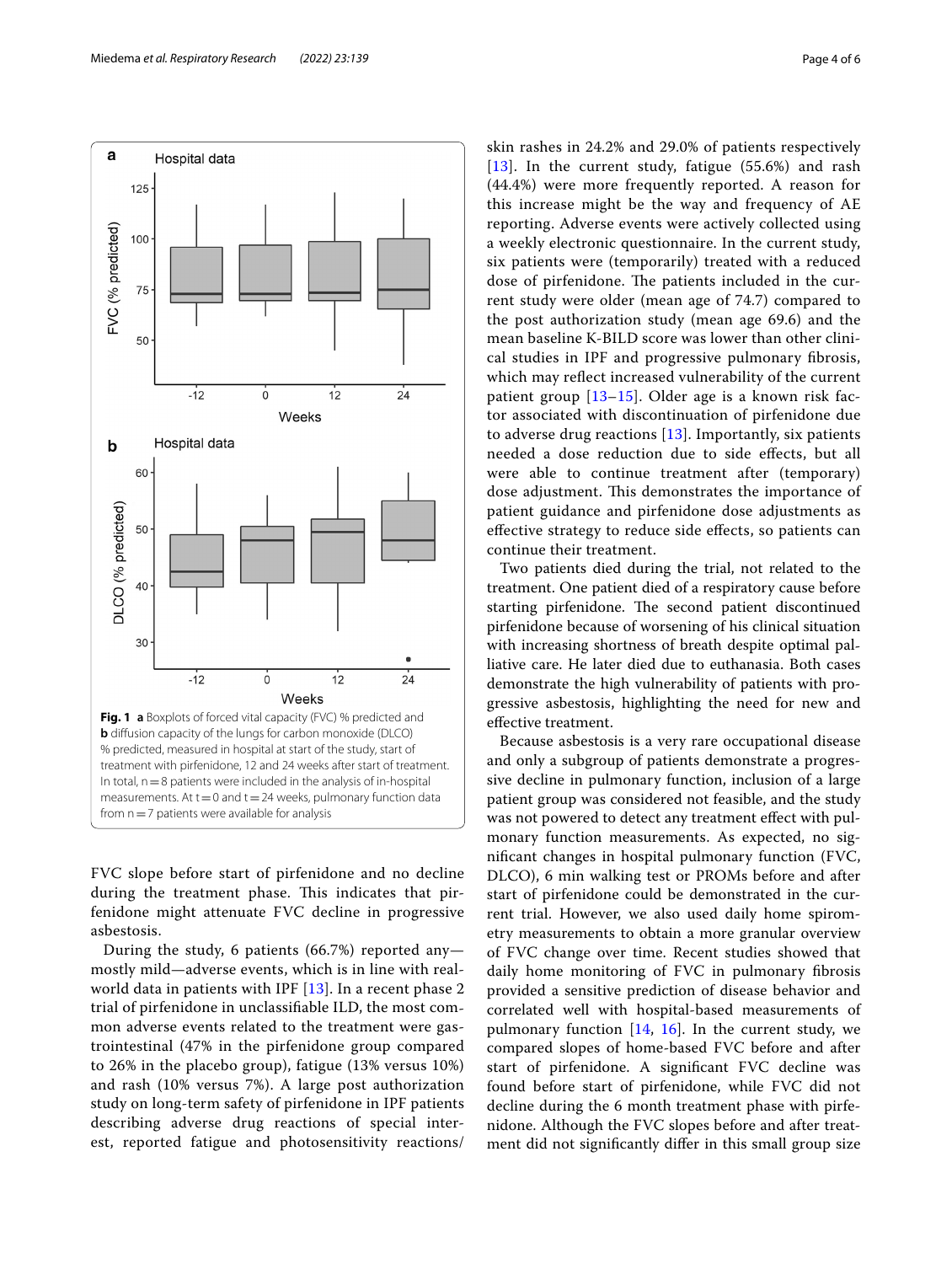**Fig. 1** **a** Boxplots of forced vital capacity (FVC) % predicted and **b** diffusion capacity of the lungs for carbon monoxide (DLCO) % predicted, measured in hospital at start of the study, start of treatment with pirfenidone, 12 and 24 weeks after start of treatment. In total, n = 8 patients were included in the analysis of in-hospital measurements. At t = 0 and t = 24 weeks, pulmonary function data from n = 7 patients were available for analysis

FVC slope before start of pirfenidone and no decline during the treatment phase. This indicates that pirfenidone might attenuate FVC decline in progressive asbestosis.

During the study, 6 patients (66.7%) reported any—mostly mild—adverse events, which is in line with real-world data in patients with IPF [13]. In a recent phase 2 trial of pirfenidone in unclassifiable ILD, the most common adverse events related to the treatment were gastrointestinal (47% in the pirfenidone group compared to 26% in the placebo group), fatigue (13% versus 10%) and rash (10% versus 7%). A large post authorization study on long-term safety of pirfenidone in IPF patients describing adverse drug reactions of special interest, reported fatigue and photosensitivity reactions/skin rashes in 24.2% and 29.0% of patients respectively [13]. In the current study, fatigue (55.6%) and rash (44.4%) were more frequently reported. A reason for this increase might be the way and frequency of AE reporting. Adverse events were actively collected using a weekly electronic questionnaire. In the current study, six patients were (temporarily) treated with a reduced dose of pirfenidone. The patients included in the current study were older (mean age of 74.7) compared to the post authorization study (mean age 69.6) and the mean baseline K-BILD score was lower than other clinical studies in IPF and progressive pulmonary fibrosis, which may reflect increased vulnerability of the current patient group [13–15]. Older age is a known risk factor associated with discontinuation of pirfenidone due to adverse drug reactions [13]. Importantly, six patients needed a dose reduction due to side effects, but all were able to continue treatment after (temporary) dose adjustment. This demonstrates the importance of patient guidance and pirfenidone dose adjustments as effective strategy to reduce side effects, so patients can continue their treatment.

Two patients died during the trial, not related to the treatment. One patient died of a respiratory cause before starting pirfenidone. The second patient discontinued pirfenidone because of worsening of his clinical situation with increasing shortness of breath despite optimal palliative care. He later died due to euthanasia. Both cases demonstrate the high vulnerability of patients with progressive asbestosis, highlighting the need for new and effective treatment.

Because asbestosis is a very rare occupational disease and only a subgroup of patients demonstrate a progressive decline in pulmonary function, inclusion of a large patient group was considered not feasible, and the study was not powered to detect any treatment effect with pulmonary function measurements. As expected, no significant changes in hospital pulmonary function (FVC, DLCO), 6 min walking test or PROMs before and after start of pirfenidone could be demonstrated in the current trial. However, we also used daily home spirometry measurements to obtain a more granular overview of FVC change over time. Recent studies showed that daily home monitoring of FVC in pulmonary fibrosis provided a sensitive prediction of disease behavior and correlated well with hospital-based measurements of pulmonary function [14, 16]. In the current study, we compared slopes of home-based FVC before and after start of pirfenidone. A significant FVC decline was found before start of pirfenidone, while FVC did not decline during the 6 month treatment phase with pirfenidone. Although the FVC slopes before and after treatment did not significantly differ in this small group size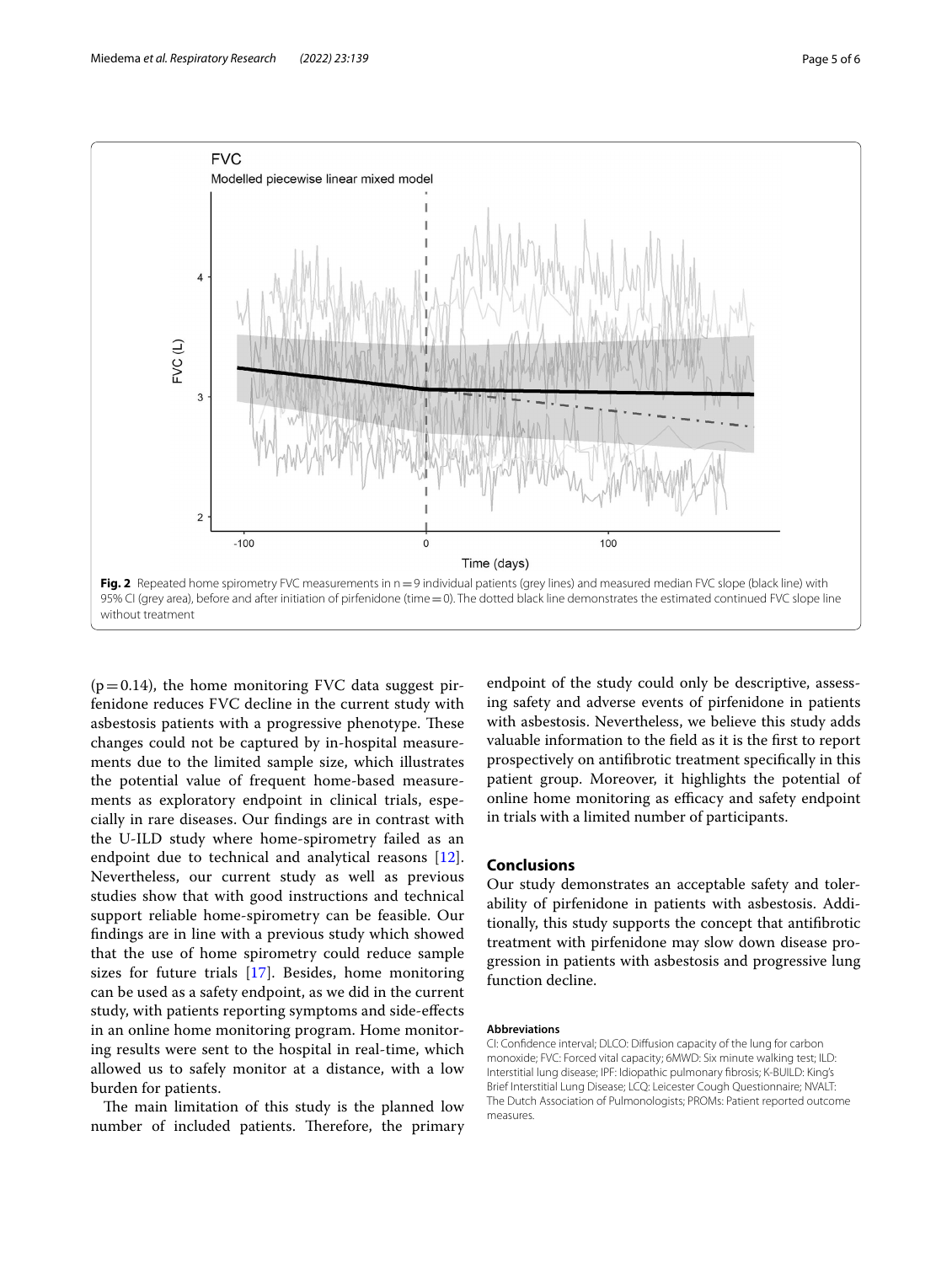Fig. 2 Repeated home spirometry FVC measurements in n = 9 individual patients (grey lines) and measured median FVC slope (black line) with 95% CI (grey area), before and after initiation of pirfenidone (time = 0). The dotted black line demonstrates the estimated continued FVC slope line without treatment

($p = 0.14$), the home monitoring FVC data suggest pirfenidone reduces FVC decline in the current study with asbestosis patients with a progressive phenotype. These changes could not be captured by in-hospital measurements due to the limited sample size, which illustrates the potential value of frequent home-based measurements as exploratory endpoint in clinical trials, especially in rare diseases. Our findings are in contrast with the U-ILD study where home-spirometry failed as an endpoint due to technical and analytical reasons [12]. Nevertheless, our current study as well as previous studies show that with good instructions and technical support reliable home-spirometry can be feasible. Our findings are in line with a previous study which showed that the use of home spirometry could reduce sample sizes for future trials [17]. Besides, home monitoring can be used as a safety endpoint, as we did in the current study, with patients reporting symptoms and side-effects in an online home monitoring program. Home monitoring results were sent to the hospital in real-time, which allowed us to safely monitor at a distance, with a low burden for patients.

The main limitation of this study is the planned low number of included patients. Therefore, the primary endpoint of the study could only be descriptive, assessing safety and adverse events of pirfenidone in patients with asbestosis. Nevertheless, we believe this study adds valuable information to the field as it is the first to report prospectively on antifibrotic treatment specifically in this patient group. Moreover, it highlights the potential of online home monitoring as efficacy and safety endpoint in trials with a limited number of participants.

## Conclusions

Our study demonstrates an acceptable safety and tolerability of pirfenidone in patients with asbestosis. Additionally, this study supports the concept that antifibrotic treatment with pirfenidone may slow down disease progression in patients with asbestosis and progressive lung function decline.

#### Abbreviations

CI: Confidence interval; DLCO: Diffusion capacity of the lung for carbon monoxide; FVC: Forced vital capacity; 6MWD: Six minute walking test; ILD: Interstitial lung disease; IPF: Idiopathic pulmonary fibrosis; K-BUILD: King's Brief Interstitial Lung Disease; LCQ: Leicester Cough Questionnaire; NVALT: The Dutch Association of Pulmonologists; PROMs: Patient reported outcome measures.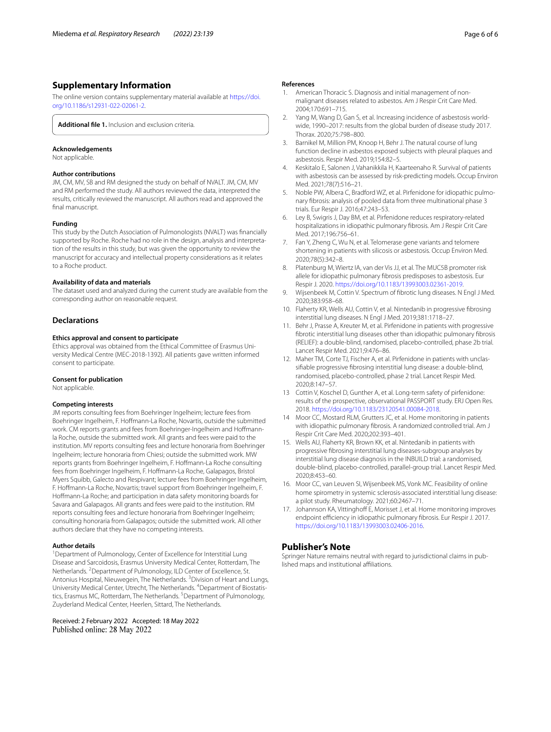## Supplementary Information

The online version contains supplementary material available at https://doi.org/10.1186/s12931-022-02061-2.

**Additional file 1.** Inclusion and exclusion criteria.

### Acknowledgements

Not applicable.

### Author contributions

JM, CM, MV, SB and RM designed the study on behalf of NVALT. JM, CM, MV and RM performed the study. All authors reviewed the data, interpreted the results, critically reviewed the manuscript. All authors read and approved the final manuscript.

### Funding

This study by the Dutch Association of Pulmonologists (NVALT) was financially supported by Roche. Roche had no role in the design, analysis and interpretation of the results in this study, but was given the opportunity to review the manuscript for accuracy and intellectual property considerations as it relates to a Roche product.

### Availability of data and materials

The dataset used and analyzed during the current study are available from the corresponding author on reasonable request.

## Declarations

### Ethics approval and consent to participate

Ethics approval was obtained from the Ethical Committee of Erasmus University Medical Centre (MEC-2018-1392). All patients gave written informed consent to participate.

### Consent for publication

Not applicable.

### Competing interests

JM reports consulting fees from Boehringer Ingelheim; lecture fees from Boehringer Ingelheim, F. Hoffmann-La Roche, Novartis, outside the submitted work. CM reports grants and fees from Boehringer-Ingelheim and Hoffmann-la Roche, outside the submitted work. All grants and fees were paid to the institution. MV reports consulting fees and lecture honoraria from Boehringer Ingelheim; lecture honoraria from Chiesi; outside the submitted work. MW reports grants from Boehringer Ingelheim, F. Hoffmann-La Roche consulting fees from Boehringer Ingelheim, F. Hoffmann-La Roche, Galapagos, Bristol Myers Squibb, Galecto and Respivant; lecture fees from Boehringer Ingelheim, F. Hoffmann-La Roche, Novartis; travel support from Boehringer Ingelheim, F. Hoffmann-La Roche; and participation in data safety monitoring boards for Savara and Galapagos. All grants and fees were paid to the institution. RM reports consulting fees and lecture honoraria from Boehringer Ingelheim; consulting honoraria from Galapagos; outside the submitted work. All other authors declare that they have no competing interests.

### Author details

[1]Department of Pulmonology, Center of Excellence for Interstitial Lung Disease and Sarcoidosis, Erasmus University Medical Center, Rotterdam, The Netherlands. [2]Department of Pulmonology, ILD Center of Excellence, St. Antonius Hospital, Nieuwegein, The Netherlands. [3]Division of Heart and Lungs, University Medical Center, Utrecht, The Netherlands. [4]Department of Biostatistics, Erasmus MC, Rotterdam, The Netherlands. [5]Department of Pulmonology, Zuyderland Medical Center, Heerlen, Sittard, The Netherlands.

Received: 2 February 2022 Accepted: 18 May 2022
Published online: 28 May 2022

### References

1. American Thoracic S. Diagnosis and initial management of non-malignant diseases related to asbestos. Am J Respir Crit Care Med. 2004;170:691–715.
2. Yang M, Wang D, Gan S, et al. Increasing incidence of asbestosis worldwide, 1990–2017: results from the global burden of disease study 2017. Thorax. 2020;75:798–800.
3. Barnikel M, Million PM, Knoop H, Behr J. The natural course of lung function decline in asbestos exposed subjects with pleural plaques and asbestosis. Respir Med. 2019;154:82–5.
4. Keskitalo E, Salonen J, Vahanikkila H, Kaarteenaho R. Survival of patients with asbestosis can be assessed by risk-predicting models. Occup Environ Med. 2021;78(7):516–21.
5. Noble PW, Albera C, Bradford WZ, et al. Pirfenidone for idiopathic pulmonary fibrosis: analysis of pooled data from three multinational phase 3 trials. Eur Respir J. 2016;47:243–53.
6. Ley B, Swigris J, Day BM, et al. Pirfenidone reduces respiratory-related hospitalizations in idiopathic pulmonary fibrosis. Am J Respir Crit Care Med. 2017;196:756–61.
7. Fan Y, Zheng C, Wu N, et al. Telomerase gene variants and telomere shortening in patients with silicosis or asbestosis. Occup Environ Med. 2020;78(5):342–8.
8. Platenburg M, Wiertz IA, van der Vis JJ, et al. The MUC5B promoter risk allele for idiopathic pulmonary fibrosis predisposes to asbestosis. Eur Respir J. 2020. https://doi.org/10.1183/13993003.02361-2019.
9. Wijsenbeek M, Cottin V. Spectrum of fibrotic lung diseases. N Engl J Med. 2020;383:958–68.
10. Flaherty KR, Wells AU, Cottin V, et al. Nintedanib in progressive fibrosing interstitial lung diseases. N Engl J Med. 2019;381:1718–27.
11. Behr J, Prasse A, Kreuter M, et al. Pirfenidone in patients with progressive fibrotic interstitial lung diseases other than idiopathic pulmonary fibrosis (RELIEF): a double-blind, randomised, placebo-controlled, phase 2b trial. Lancet Respir Med. 2021;9:476–86.
12. Maher TM, Corte TJ, Fischer A, et al. Pirfenidone in patients with unclassifiable progressive fibrosing interstitial lung disease: a double-blind, randomised, placebo-controlled, phase 2 trial. Lancet Respir Med. 2020;8:147–57.
13. Cottin V, Koschel D, Gunther A, et al. Long-term safety of pirfenidone: results of the prospective, observational PASSPORT study. ERJ Open Res. 2018. https://doi.org/10.1183/23120541.00084-2018.
14. Moor CC, Mostard RLM, Grutters JC, et al. Home monitoring in patients with idiopathic pulmonary fibrosis. A randomized controlled trial. Am J Respir Crit Care Med. 2020;202:393–401.
15. Wells AU, Flaherty KR, Brown KK, et al. Nintedanib in patients with progressive fibrosing interstitial lung diseases-subgroup analyses by interstitial lung disease diagnosis in the INBUILD trial: a randomised, double-blind, placebo-controlled, parallel-group trial. Lancet Respir Med. 2020;8:453–60.
16. Moor CC, van Leuven SI, Wijsenbeek MS, Vonk MC. Feasibility of online home spirometry in systemic sclerosis-associated interstitial lung disease: a pilot study. Rheumatology. 2021;60:2467–71.
17. Johannson KA, Vittinghoff E, Morisset J, et al. Home monitoring improves endpoint efficiency in idiopathic pulmonary fibrosis. Eur Respir J. 2017. https://doi.org/10.1183/13993003.02406-2016.

## Publisher's Note

Springer Nature remains neutral with regard to jurisdictional claims in published maps and institutional affiliations.